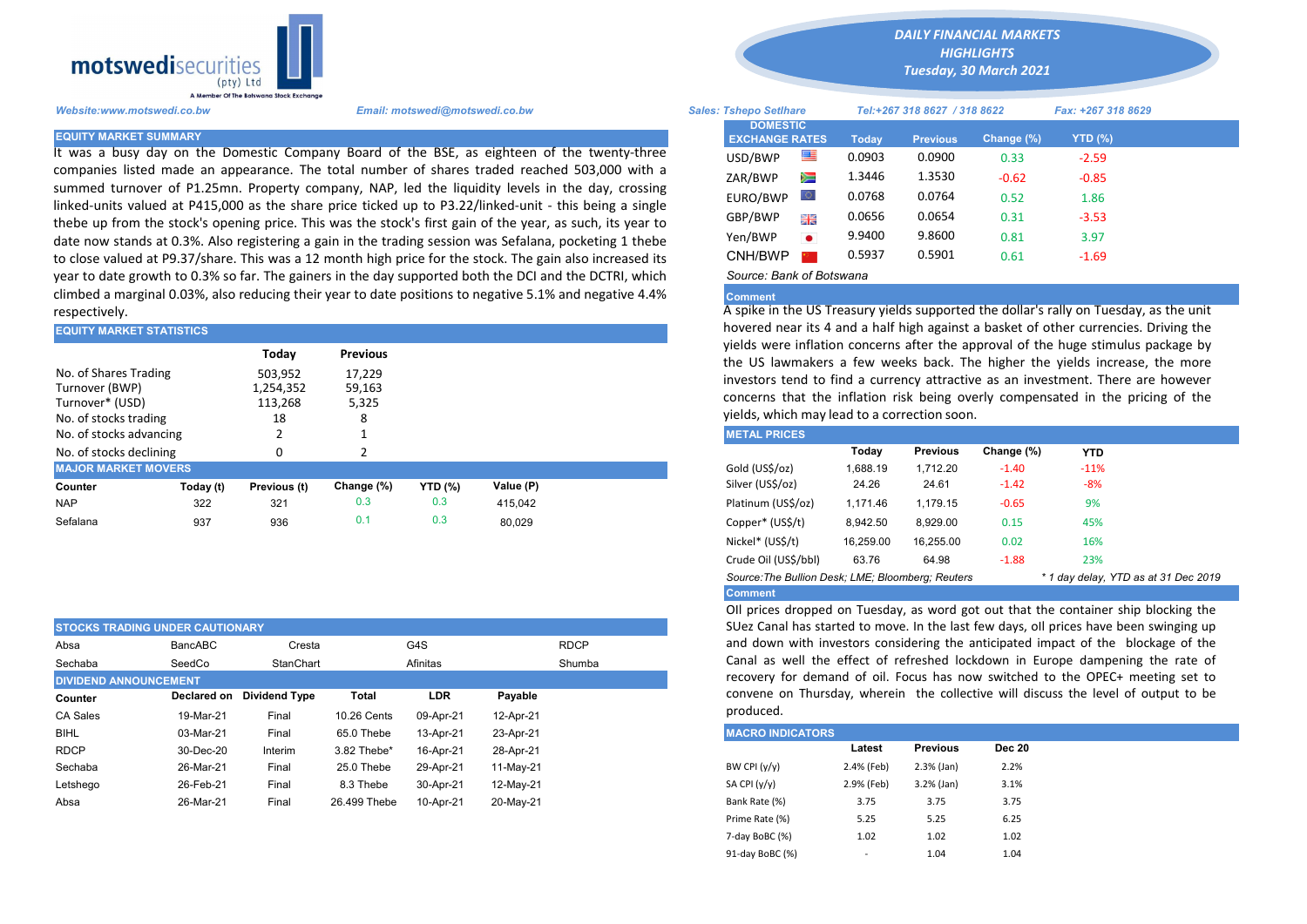**motswedisecurities** (pty) Ltd
A Member Of The Botswana Stock Exchange

# DAILY FINANCIAL MARKETS HIGHLIGHTS
## Tuesday, 30 March 2021

*Website:www.motswedi.co.bw* *Email: motswedi@motswedi.co.bw*

*Sales: Tshepo Setlhare* *Tel:+267 318 8627 / 318 8622* *Fax: +267 318 8629*

### EQUITY MARKET SUMMARY

It was a busy day on the Domestic Company Board of the BSE, as eighteen of the twenty-three companies listed made an appearance. The total number of shares traded reached 503,000 with a summed turnover of P1.25mn. Property company, NAP, led the liquidity levels in the day, crossing linked-units valued at P415,000 as the share price ticked up to P3.22/linked-unit - this being a single thebe up from the stock's opening price. This was the stock's first gain of the year, as such, its year to date now stands at 0.3%. Also registering a gain in the trading session was Sefalana, pocketing 1 thebe to close valued at P9.37/share. This was a 12 month high price for the stock. The gain also increased its year to date growth to 0.3% so far. The gainers in the day supported both the DCI and the DCTRI, which climbed a marginal 0.03%, also reducing their year to date positions to negative 5.1% and negative 4.4% respectively.

### EQUITY MARKET STATISTICS

| | Today | Previous |
|---|---|---|
| No. of Shares Trading | 503,952 | 17,229 |
| Turnover (BWP) | 1,254,352 | 59,163 |
| Turnover* (USD) | 113,268 | 5,325 |
| No. of stocks trading | 18 | 8 |
| No. of stocks advancing | 2 | 1 |
| No. of stocks declining | 0 | 2 |

### MAJOR MARKET MOVERS

| Counter | Today (t) | Previous (t) | Change (%) | YTD (%) | Value (P) |
|---|---|---|---|---|---|
| NAP | 322 | 321 | 0.3 | 0.3 | 415,042 |
| Sefalana | 937 | 936 | 0.1 | 0.3 | 80,029 |

### STOCKS TRADING UNDER CAUTIONARY

| | | | | |
|---|---|---|---|---|
| Absa | BancABC | Cresta | G4S | RDCP |
| Sechaba | SeedCo | StanChart | Afinitas | Shumba |

### DIVIDEND ANNOUNCEMENT

| Counter | Declared on | Dividend Type | Total | LDR | Payable |
|---|---|---|---|---|---|
| CA Sales | 19-Mar-21 | Final | 10.26 Cents | 09-Apr-21 | 12-Apr-21 |
| BIHL | 03-Mar-21 | Final | 65.0 Thebe | 13-Apr-21 | 23-Apr-21 |
| RDCP | 30-Dec-20 | Interim | 3.82 Thebe* | 16-Apr-21 | 28-Apr-21 |
| Sechaba | 26-Mar-21 | Final | 25.0 Thebe | 29-Apr-21 | 11-May-21 |
| Letshego | 26-Feb-21 | Final | 8.3 Thebe | 30-Apr-21 | 12-May-21 |
| Absa | 26-Mar-21 | Final | 26.499 Thebe | 10-Apr-21 | 20-May-21 |

### DOMESTIC EXCHANGE RATES

| | Today | Previous | Change (%) | YTD (%) |
|---|---|---|---|---|
| USD/BWP | 0.0903 | 0.0900 | 0.33 | -2.59 |
| ZAR/BWP | 1.3446 | 1.3530 | -0.62 | -0.85 |
| EURO/BWP | 0.0768 | 0.0764 | 0.52 | 1.86 |
| GBP/BWP | 0.0656 | 0.0654 | 0.31 | -3.53 |
| Yen/BWP | 9.9400 | 9.8600 | 0.81 | 3.97 |
| CNH/BWP | 0.5937 | 0.5901 | 0.61 | -1.69 |

*Source: Bank of Botswana*

**Comment**

A spike in the US Treasury yields supported the dollar's rally on Tuesday, as the unit hovered near its 4 and a half high against a basket of other currencies. Driving the yields were inflation concerns after the approval of the huge stimulus package by the US lawmakers a few weeks back. The higher the yields increase, the more investors tend to find a currency attractive as an investment. There are however concerns that the inflation risk being overly compensated in the pricing of the yields, which may lead to a correction soon.

### METAL PRICES

| | Today | Previous | Change (%) | YTD |
|---|---|---|---|---|
| Gold (US$/oz) | 1,688.19 | 1,712.20 | -1.40 | -11% |
| Silver (US$/oz) | 24.26 | 24.61 | -1.42 | -8% |
| Platinum (US$/oz) | 1,171.46 | 1,179.15 | -0.65 | 9% |
| Copper* (US$/t) | 8,942.50 | 8,929.00 | 0.15 | 45% |
| Nickel* (US$/t) | 16,259.00 | 16,255.00 | 0.02 | 16% |
| Crude Oil (US$/bbl) | 63.76 | 64.98 | -1.88 | 23% |

*Source:The Bullion Desk; LME; Bloomberg; Reuters* *\* 1 day delay, YTD as at 31 Dec 2019*

**Comment**

OIl prices dropped on Tuesday, as word got out that the container ship blocking the SUez Canal has started to move. In the last few days, oll prices have been swinging up and down with investors considering the anticipated impact of the blockage of the Canal as well the effect of refreshed lockdown in Europe dampening the rate of recovery for demand of oil. Focus has now switched to the OPEC+ meeting set to convene on Thursday, wherein the collective will discuss the level of output to be produced.

### MACRO INDICATORS

| | Latest | Previous | Dec 20 |
|---|---|---|---|
| BW CPI (y/y) | 2.4% (Feb) | 2.3% (Jan) | 2.2% |
| SA CPI (y/y) | 2.9% (Feb) | 3.2% (Jan) | 3.1% |
| Bank Rate (%) | 3.75 | 3.75 | 3.75 |
| Prime Rate (%) | 5.25 | 5.25 | 6.25 |
| 7-day BoBC (%) | 1.02 | 1.02 | 1.02 |
| 91-day BoBC (%) | - | 1.04 | 1.04 |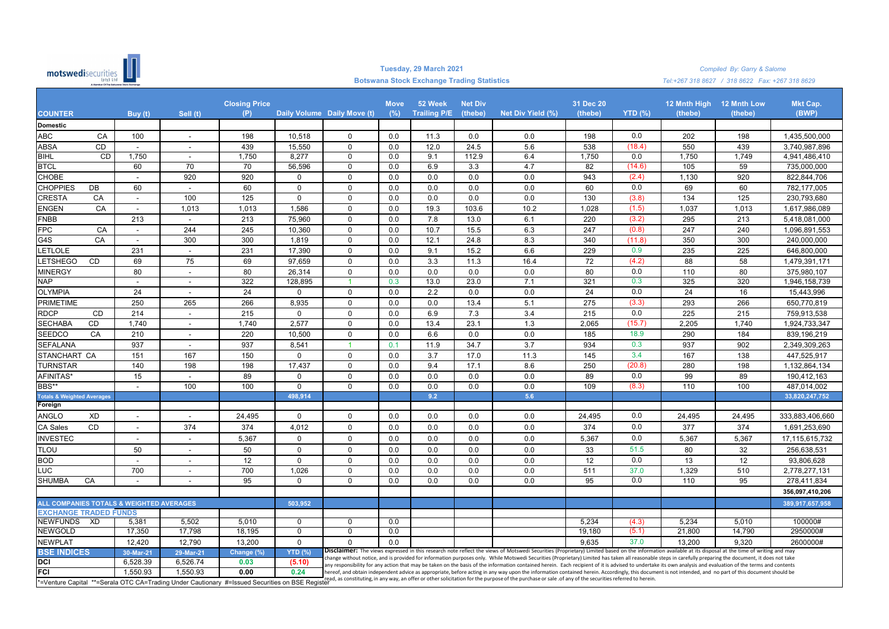motswedisecurities (pty) Ltd
A Member Of The Botswana Stock Exchange

**Tuesday, 29 March 2021**

**Botswana Stock Exchange Trading Statistics**

*Compiled By: Garry & Salome*

*Tel:+267 318 8627 / 318 8622 Fax: +267 318 8629*

| COUNTER | | Buy (t) | Sell (t) | Closing Price (P) | Daily Volume | Daily Move (t) | Move (%) | 52 Week Trailing P/E | Net Div (thebe) | Net Div Yield (%) | 31 Dec 20 (thebe) | YTD (%) | 12 Mnth High (thebe) | 12 Mnth Low (thebe) | Mkt Cap. (BWP) |
|---|---|---|---|---|---|---|---|---|---|---|---|---|---|---|---|
| **Domestic** | | | | | | | | | | | | | | | |
| ABC | CA | 100 | - | 198 | 10,518 | 0 | 0.0 | 11.3 | 0.0 | 0.0 | 198 | 0.0 | 202 | 198 | 1,435,500,000 |
| ABSA | CD | - | - | 439 | 15,550 | 0 | 0.0 | 12.0 | 24.5 | 5.6 | 538 | (18.4) | 550 | 439 | 3,740,987,896 |
| BIHL | CD | 1,750 | - | 1,750 | 8,277 | 0 | 0.0 | 9.1 | 112.9 | 6.4 | 1,750 | 0.0 | 1,750 | 1,749 | 4,941,486,410 |
| BTCL | | 60 | 70 | 70 | 56,596 | 0 | 0.0 | 6.9 | 3.3 | 4.7 | 82 | (14.6) | 105 | 59 | 735,000,000 |
| CHOBE | | - | 920 | 920 | 0 | 0 | 0.0 | 0.0 | 0.0 | 0.0 | 943 | (2.4) | 1,130 | 920 | 822,844,706 |
| CHOPPIES | DB | 60 | - | 60 | 0 | 0 | 0.0 | 0.0 | 0.0 | 0.0 | 60 | 0.0 | 69 | 60 | 782,177,005 |
| CRESTA | CA | - | 100 | 125 | 0 | 0 | 0.0 | 0.0 | 0.0 | 0.0 | 130 | (3.8) | 134 | 125 | 230,793,680 |
| ENGEN | CA | - | 1,013 | 1,013 | 1,586 | 0 | 0.0 | 19.3 | 103.6 | 10.2 | 1,028 | (1.5) | 1,037 | 1,013 | 1,617,986,089 |
| FNBB | | 213 | - | 213 | 75,960 | 0 | 0.0 | 7.8 | 13.0 | 6.1 | 220 | (3.2) | 295 | 213 | 5,418,081,000 |
| FPC | CA | - | 244 | 245 | 10,360 | 0 | 0.0 | 10.7 | 15.5 | 6.3 | 247 | (0.8) | 247 | 240 | 1,096,891,553 |
| G4S | CA | - | 300 | 300 | 1,819 | 0 | 0.0 | 12.1 | 24.8 | 8.3 | 340 | (11.8) | 350 | 300 | 240,000,000 |
| LETLOLE | | 231 | - | 231 | 17,390 | 0 | 0.0 | 9.1 | 15.2 | 6.6 | 229 | 0.9 | 235 | 225 | 646,800,000 |
| LETSHEGO | CD | 69 | 75 | 69 | 97,659 | 0 | 0.0 | 3.3 | 11.3 | 16.4 | 72 | (4.2) | 88 | 58 | 1,479,391,171 |
| MINERGY | | 80 | - | 80 | 26,314 | 0 | 0.0 | 0.0 | 0.0 | 0.0 | 80 | 0.0 | 110 | 80 | 375,980,107 |
| NAP | | - | - | 322 | 128,895 | 1 | 0.3 | 13.0 | 23.0 | 7.1 | 321 | 0.3 | 325 | 320 | 1,946,158,739 |
| OLYMPIA | | 24 | - | 24 | 0 | 0 | 0.0 | 2.2 | 0.0 | 0.0 | 24 | 0.0 | 24 | 16 | 15,443,996 |
| PRIMETIME | | 250 | 265 | 266 | 8,935 | 0 | 0.0 | 0.0 | 13.4 | 5.1 | 275 | (3.3) | 293 | 266 | 650,770,819 |
| RDCP | CD | 214 | - | 215 | 0 | 0 | 0.0 | 6.9 | 7.3 | 3.4 | 215 | 0.0 | 225 | 215 | 759,913,538 |
| SECHABA | CD | 1,740 | - | 1,740 | 2,577 | 0 | 0.0 | 13.4 | 23.1 | 1.3 | 2,065 | (15.7) | 2,205 | 1,740 | 1,924,733,347 |
| SEEDCO | CA | 210 | - | 220 | 10,500 | 0 | 0.0 | 6.6 | 0.0 | 0.0 | 185 | 18.9 | 290 | 184 | 839,196,219 |
| SEFALANA | | 937 | - | 937 | 8,541 | 1 | 0.1 | 11.9 | 34.7 | 3.7 | 934 | 0.3 | 937 | 902 | 2,349,309,263 |
| STANCHART | CA | 151 | 167 | 150 | 0 | 0 | 0.0 | 3.7 | 17.0 | 11.3 | 145 | 3.4 | 167 | 138 | 447,525,917 |
| TURNSTAR | | 140 | 198 | 198 | 17,437 | 0 | 0.0 | 9.4 | 17.1 | 8.6 | 250 | (20.8) | 280 | 198 | 1,132,864,134 |
| AFINITAS* | | 15 | - | 89 | 0 | 0 | 0.0 | 0.0 | 0.0 | 0.0 | 89 | 0.0 | 99 | 89 | 190,412,163 |
| BBS** | | - | 100 | 100 | 0 | 0 | 0.0 | 0.0 | 0.0 | 0.0 | 109 | (8.3) | 110 | 100 | 487,014,002 |
| **Totals & Weighted Averages** | | | | | 498,914 | | | 9.2 | | 5.6 | | | | | 33,820,247,752 |
| **Foreign** | | | | | | | | | | | | | | | |
| ANGLO | XD | - | - | 24,495 | 0 | 0 | 0.0 | 0.0 | 0.0 | 0.0 | 24,495 | 0.0 | 24,495 | 24,495 | 333,883,406,660 |
| CA Sales | CD | - | 374 | 374 | 4,012 | 0 | 0.0 | 0.0 | 0.0 | 0.0 | 374 | 0.0 | 377 | 374 | 1,691,253,690 |
| INVESTEC | | - | - | 5,367 | 0 | 0 | 0.0 | 0.0 | 0.0 | 0.0 | 5,367 | 0.0 | 5,367 | 5,367 | 17,115,615,732 |
| TLOU | | 50 | - | 50 | 0 | 0 | 0.0 | 0.0 | 0.0 | 0.0 | 33 | 51.5 | 80 | 32 | 256,638,531 |
| BOD | | - | - | 12 | 0 | 0 | 0.0 | 0.0 | 0.0 | 0.0 | 12 | 0.0 | 13 | 12 | 93,806,628 |
| LUC | | 700 | - | 700 | 1,026 | 0 | 0.0 | 0.0 | 0.0 | 0.0 | 511 | 37.0 | 1,329 | 510 | 2,778,277,131 |
| SHUMBA | CA | - | - | 95 | 0 | 0 | 0.0 | 0.0 | 0.0 | 0.0 | 95 | 0.0 | 110 | 95 | 278,411,834 |
| | | | | | | | | | | | | | | | 356,097,410,206 |
| **ALL COMPANIES TOTALS & WEIGHTED AVERAGES** | | | | | 503,952 | | | | | | | | | | 389,917,657,958 |
| **EXCHANGE TRADED FUNDS** | | | | | | | | | | | | | | | |
| NEWFUNDS | XD | 5,381 | 5,502 | 5,010 | 0 | 0 | 0.0 | | | | 5,234 | (4.3) | 5,234 | 5,010 | 100000# |
| NEWGOLD | | 17,350 | 17,798 | 18,195 | 0 | 0 | 0.0 | | | | 19,180 | (5.1) | 21,800 | 14,790 | 2950000# |
| NEWPLAT | | 12,420 | 12,790 | 13,200 | 0 | 0 | 0.0 | | | | 9,635 | 37.0 | 13,200 | 9,320 | 2600000# |

| BSE INDICES | 30-Mar-21 | 29-Mar-21 | Change (%) | YTD (%) |
|---|---|---|---|---|
| DCI | 6,528.39 | 6,526.74 | 0.03 | (5.10) |
| FCI | 1,550.93 | 1,550.93 | 0.00 | 0.24 |

*=Venture Capital **=Serala OTC CA=Trading Under Cautionary #=Issued Securities on BSE Register

**Disclaimer:** The views expressed in this research note reflect the views of Motswedi Securities (Proprietary) Limited based on the information available at its disposal at the time of writing and may change without notice, and is provided for information purposes only. While Motswedi Securities (Proprietary) Limited has taken all reasonable steps in carefully preparing the document, it does not take any responsibility for any action that may be taken on the basis of the information contained herein. Each recipient of it is advised to undertake its own analysis and evaluation of the terms and contents hereof, and obtain independent advice as appropriate, before acting in any way upon the information contained herein. Accordingly, this document is not intended, and no part of this document should be read, as constituting, in any way, an offer or other solicitation for the purpose of the purchase or sale .of any of the securities referred to herein.